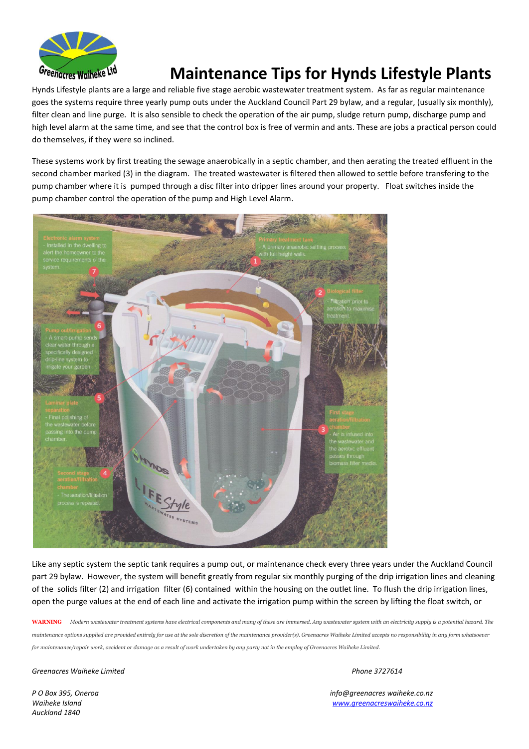# Maintenance Tips for Hynds Lifestyle Plants

Hynds Lifestyle plants are a large and reliable five stage aerobic wastewater treatment system. As far as regular maintenance goes the systems require three yearly pump outs under the Auckland Council Part 29 bylaw, and a regular, (usually six monthly), filter clean and line purge. It is also sensible to check the operation of the air pump, sludge return pump, discharge pump and high level alarm at the same time, and see that the control box is free of vermin and ants. These are jobs a practical person could do themselves, if they were so inclined.

These systems work by first treating the sewage anaerobically in a septic chamber, and then aerating the treated effluent in the second chamber marked (3) in the diagram. The treated wastewater is filtered then allowed to settle before transfering to the pump chamber where it is pumped through a disc filter into dripper lines around your property. Float switches inside the pump chamber control the operation of the pump and High Level Alarm.

**Primary treatment tank** (1) - A primary anaerobic settling process with full height walls.

**Biological filter** (2) - Filtration prior to aeration to maximise treatment.

**First stage aeration/filtration chamber** (3) - Air is infused into the wastewater and the aerobic effluent passes through biomass filter media.

**Second stage aeration/filtration chamber** (4) - The aeration/filtration process is repeated.

**Laminar plate separation** (5) - Final polishing of the wastewater before passing into the pump chamber.

**Pump out/irrigation** (6) - A smart-pump sends clear water through a specifically designed drip-line system to irrigate your garden.

**Electronic alarm system** (7) - Installed in the dwelling to alert the homeowner to the service requirements of the system.

Like any septic system the septic tank requires a pump out, or maintenance check every three years under the Auckland Council part 29 bylaw. However, the system will benefit greatly from regular six monthly purging of the drip irrigation lines and cleaning of the solids filter (2) and irrigation filter (6) contained within the housing on the outlet line. To flush the drip irrigation lines, open the purge values at the end of each line and activate the irrigation pump within the screen by lifting the float switch, or

*WARNING Modern wastewater treatment systems have electrical components and many of these are immersed. Any wastewater system with an electricity supply is a potential hazard. The maintenance options supplied are provided entirely for use at the sole discretion of the maintenance provider(s). Greenacres Waiheke Limited accepts no responsibility in any form whatsoever for maintenance/repair work, accident or damage as a result of work undertaken by any party not in the employ of Greenacres Waiheke Limited.*

*Greenacres Waiheke Limited*
*Phone 3727614*

*P O Box 395, Oneroa*
*Waiheke Island*
*Auckland 1840*

*info@greenacres waiheke.co.nz*
*www.greenacreswaiheke.co.nz*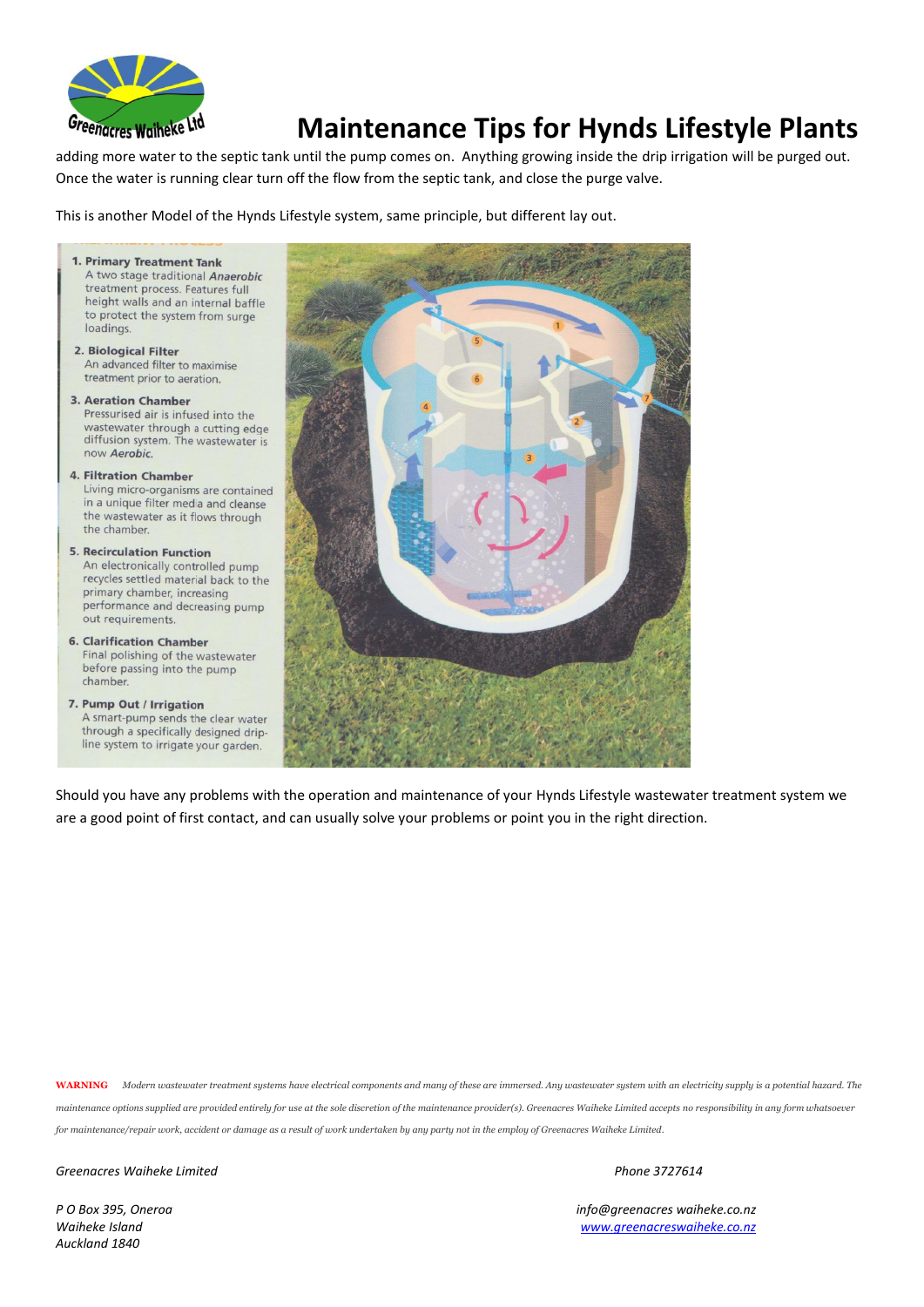# Maintenance Tips for Hynds Lifestyle Plants

adding more water to the septic tank until the pump comes on. Anything growing inside the drip irrigation will be purged out. Once the water is running clear turn off the flow from the septic tank, and close the purge valve.

This is another Model of the Hynds Lifestyle system, same principle, but different lay out.

1. **Primary Treatment Tank**
   A two stage traditional ***Anaerobic*** treatment process. Features full height walls and an internal baffle to protect the system from surge loadings.
2. **Biological Filter**
   An advanced filter to maximise treatment prior to aeration.
3. **Aeration Chamber**
   Pressurised air is infused into the wastewater through a cutting edge diffusion system. The wastewater is now *Aerobic*.
4. **Filtration Chamber**
   Living micro-organisms are contained in a unique filter media and cleanse the wastewater as it flows through the chamber.
5. **Recirculation Function**
   An electronically controlled pump recycles settled material back to the primary chamber, increasing performance and decreasing pump out requirements.
6. **Clarification Chamber**
   Final polishing of the wastewater before passing into the pump chamber.
7. **Pump Out / Irrigation**
   A smart-pump sends the clear water through a specifically designed drip-line system to irrigate your garden.

Should you have any problems with the operation and maintenance of your Hynds Lifestyle wastewater treatment system we are a good point of first contact, and can usually solve your problems or point you in the right direction.

**WARNING** *Modern wastewater treatment systems have electrical components and many of these are immersed. Any wastewater system with an electricity supply is a potential hazard. The maintenance options supplied are provided entirely for use at the sole discretion of the maintenance provider(s). Greenacres Waiheke Limited accepts no responsibility in any form whatsoever for maintenance/repair work, accident or damage as a result of work undertaken by any party not in the employ of Greenacres Waiheke Limited.*

*Greenacres Waiheke Limited*
*Phone 3727614*

*P O Box 395, Oneroa*
*Waiheke Island*
*Auckland 1840*

*info@greenacres waiheke.co.nz*
*www.greenacreswaiheke.co.nz*